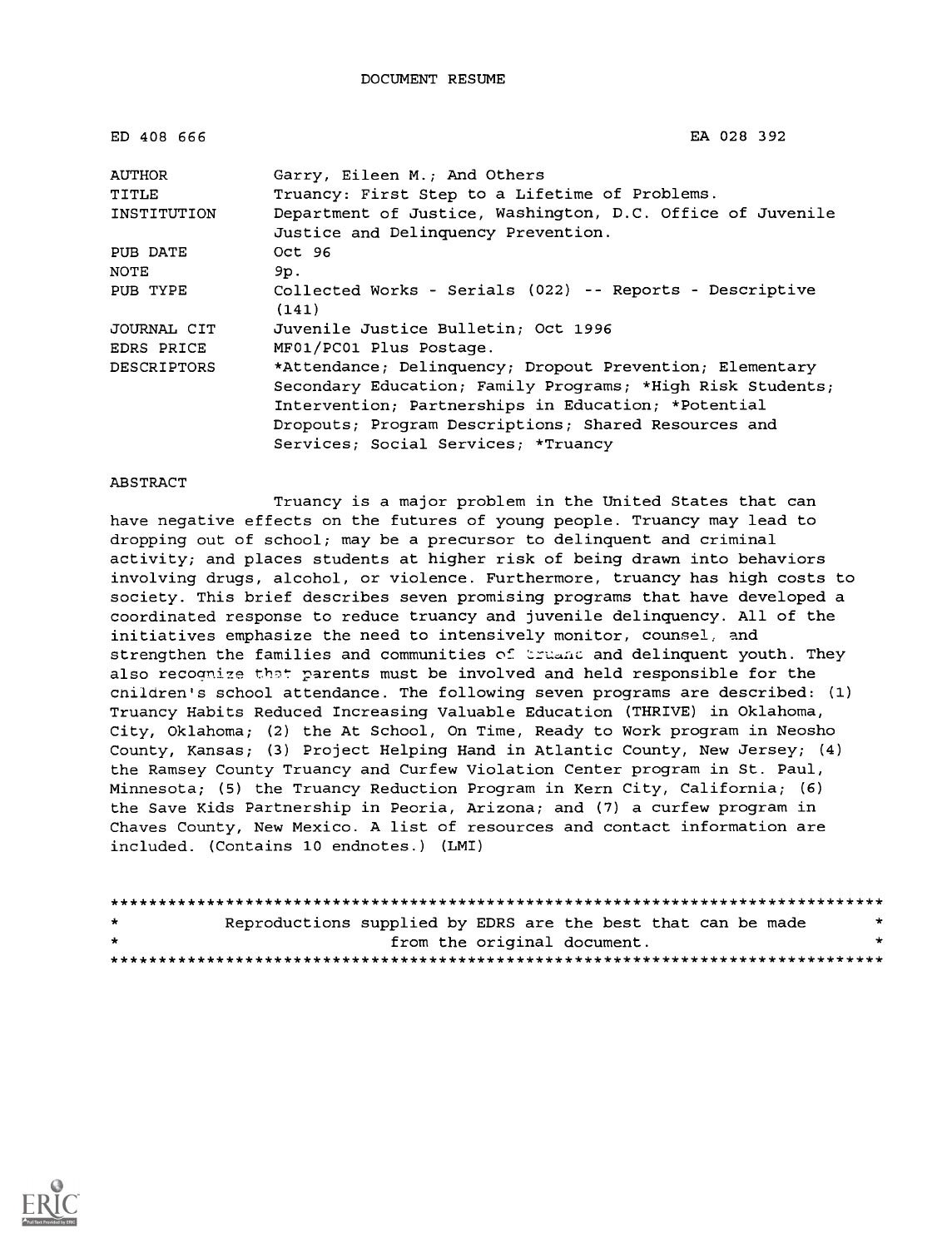# DOCUMENT RESUME

ED 408 666 EA 028 392

| | |
|---|---|
| AUTHOR | Garry, Eileen M.; And Others |
| TITLE | Truancy: First Step to a Lifetime of Problems. |
| INSTITUTION | Department of Justice, Washington, D.C. Office of Juvenile Justice and Delinquency Prevention. |
| PUB DATE | Oct 96 |
| NOTE | 9p. |
| PUB TYPE | Collected Works - Serials (022) -- Reports - Descriptive (141) |
| JOURNAL CIT | Juvenile Justice Bulletin; Oct 1996 |
| EDRS PRICE | MF01/PC01 Plus Postage. |
| DESCRIPTORS | *Attendance; Delinquency; Dropout Prevention; Elementary Secondary Education; Family Programs; *High Risk Students; Intervention; Partnerships in Education; *Potential Dropouts; Program Descriptions; Shared Resources and Services; Social Services; *Truancy |

## ABSTRACT

Truancy is a major problem in the United States that can have negative effects on the futures of young people. Truancy may lead to dropping out of school; may be a precursor to delinquent and criminal activity; and places students at higher risk of being drawn into behaviors involving drugs, alcohol, or violence. Furthermore, truancy has high costs to society. This brief describes seven promising programs that have developed a coordinated response to reduce truancy and juvenile delinquency. All of the initiatives emphasize the need to intensively monitor, counsel, and strengthen the families and communities of truant and delinquent youth. They also recognize that parents must be involved and held responsible for the children's school attendance. The following seven programs are described: (1) Truancy Habits Reduced Increasing Valuable Education (THRIVE) in Oklahoma, City, Oklahoma; (2) the At School, On Time, Ready to Work program in Neosho County, Kansas; (3) Project Helping Hand in Atlantic County, New Jersey; (4) the Ramsey County Truancy and Curfew Violation Center program in St. Paul, Minnesota; (5) the Truancy Reduction Program in Kern City, California; (6) the Save Kids Partnership in Peoria, Arizona; and (7) a curfew program in Chaves County, New Mexico. A list of resources and contact information are included. (Contains 10 endnotes.) (LMI)

********************************************************************************
* Reproductions supplied by EDRS are the best that can be made *
* from the original document. *
********************************************************************************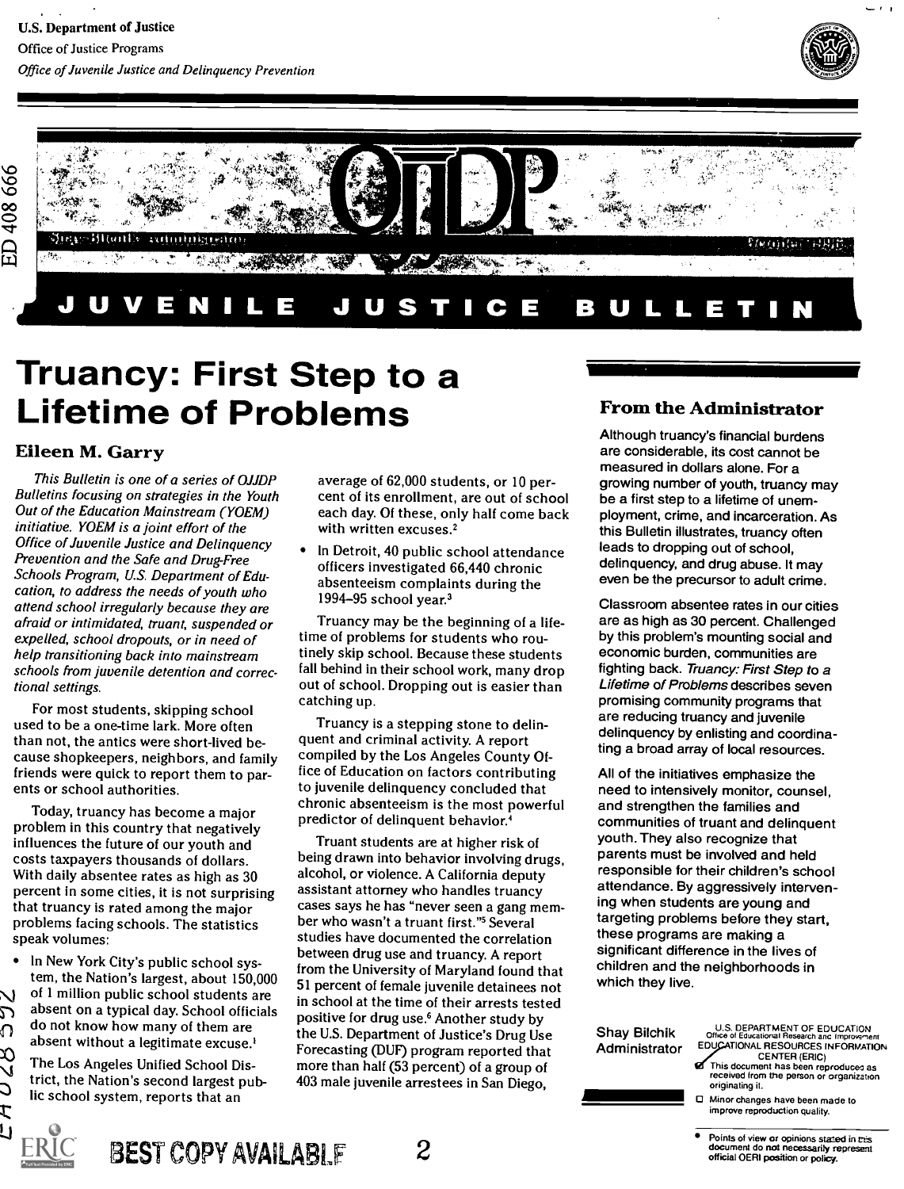U.S. Department of Justice
Office of Justice Programs
*Office of Juvenile Justice and Delinquency Prevention*

# JUVENILE JUSTICE BULLETIN

# Truancy: First Step to a Lifetime of Problems

## Eileen M. Garry

*This Bulletin is one of a series of OJJDP Bulletins focusing on strategies in the Youth Out of the Education Mainstream (YOEM) initiative. YOEM is a joint effort of the Office of Juvenile Justice and Delinquency Prevention and the Safe and Drug-Free Schools Program, U.S. Department of Education, to address the needs of youth who attend school irregularly because they are afraid or intimidated, truant, suspended or expelled, school dropouts, or in need of help transitioning back into mainstream schools from juvenile detention and correctional settings.*

For most students, skipping school used to be a one-time lark. More often than not, the antics were short-lived because shopkeepers, neighbors, and family friends were quick to report them to parents or school authorities.

Today, truancy has become a major problem in this country that negatively influences the future of our youth and costs taxpayers thousands of dollars. With daily absentee rates as high as 30 percent in some cities, it is not surprising that truancy is rated among the major problems facing schools. The statistics speak volumes:

- In New York City's public school system, the Nation's largest, about 150,000 of 1 million public school students are absent on a typical day. School officials do not know how many of them are absent without a legitimate excuse.[1]
- The Los Angeles Unified School District, the Nation's second largest public school system, reports that an average of 62,000 students, or 10 percent of its enrollment, are out of school each day. Of these, only half come back with written excuses.[2]
- In Detroit, 40 public school attendance officers investigated 66,440 chronic absenteeism complaints during the 1994–95 school year.[3]

Truancy may be the beginning of a lifetime of problems for students who routinely skip school. Because these students fall behind in their school work, many drop out of school. Dropping out is easier than catching up.

Truancy is a stepping stone to delinquent and criminal activity. A report compiled by the Los Angeles County Office of Education on factors contributing to juvenile delinquency concluded that chronic absenteeism is the most powerful predictor of delinquent behavior.[4]

Truant students are at higher risk of being drawn into behavior involving drugs, alcohol, or violence. A California deputy assistant attorney who handles truancy cases says he has "never seen a gang member who wasn't a truant first."[5] Several studies have documented the correlation between drug use and truancy. A report from the University of Maryland found that 51 percent of female juvenile detainees not in school at the time of their arrests tested positive for drug use.[6] Another study by the U.S. Department of Justice's Drug Use Forecasting (DUF) program reported that more than half (53 percent) of a group of 403 male juvenile arrestees in San Diego,

### From the Administrator

Although truancy's financial burdens are considerable, its cost cannot be measured in dollars alone. For a growing number of youth, truancy may be a first step to a lifetime of unemployment, crime, and incarceration. As this Bulletin illustrates, truancy often leads to dropping out of school, delinquency, and drug abuse. It may even be the precursor to adult crime.

Classroom absentee rates in our cities are as high as 30 percent. Challenged by this problem's mounting social and economic burden, communities are fighting back. *Truancy: First Step to a Lifetime of Problems* describes seven promising community programs that are reducing truancy and juvenile delinquency by enlisting and coordinating a broad array of local resources.

All of the initiatives emphasize the need to intensively monitor, counsel, and strengthen the families and communities of truant and delinquent youth. They also recognize that parents must be involved and held responsible for their children's school attendance. By aggressively intervening when students are young and targeting problems before they start, these programs are making a significant difference in the lives of children and the neighborhoods in which they live.

Shay Bilchik
Administrator

U.S. DEPARTMENT OF EDUCATION
Office of Educational Research and Improvement
EDUCATIONAL RESOURCES INFORMATION CENTER (ERIC)

- [x] This document has been reproduced as received from the person or organization originating it.
- [ ] Minor changes have been made to improve reproduction quality.

- Points of view or opinions stated in this document do not necessarily represent official OERI position or policy.

BEST COPY AVAILABLE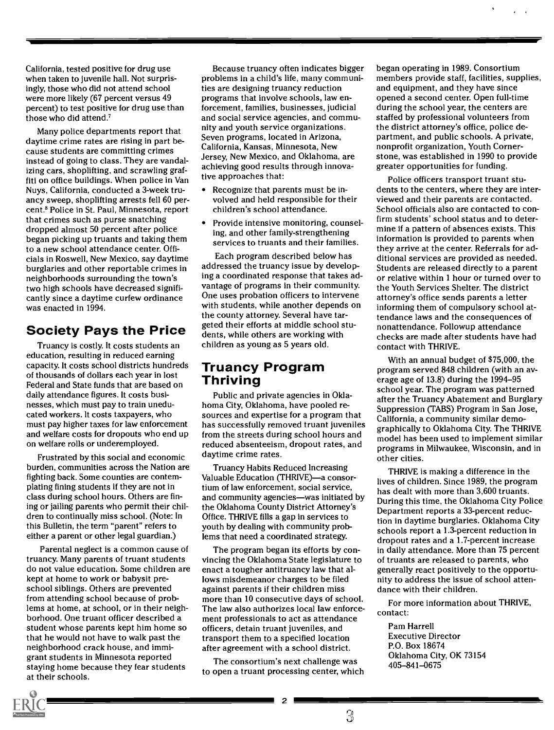California, tested positive for drug use when taken to juvenile hall. Not surprisingly, those who did not attend school were more likely (67 percent versus 49 percent) to test positive for drug use than those who did attend.[7]

Many police departments report that daytime crime rates are rising in part because students are committing crimes instead of going to class. They are vandalizing cars, shoplifting, and scrawling graffiti on office buildings. When police in Van Nuys, California, conducted a 3-week truancy sweep, shoplifting arrests fell 60 percent.[8] Police in St. Paul, Minnesota, report that crimes such as purse snatching dropped almost 50 percent after police began picking up truants and taking them to a new school attendance center. Officials in Roswell, New Mexico, say daytime burglaries and other reportable crimes in neighborhoods surrounding the town's two high schools have decreased significantly since a daytime curfew ordinance was enacted in 1994.

## Society Pays the Price

Truancy is costly. It costs students an education, resulting in reduced earning capacity. It costs school districts hundreds of thousands of dollars each year in lost Federal and State funds that are based on daily attendance figures. It costs businesses, which must pay to train uneducated workers. It costs taxpayers, who must pay higher taxes for law enforcement and welfare costs for dropouts who end up on welfare rolls or underemployed.

Frustrated by this social and economic burden, communities across the Nation are fighting back. Some counties are contemplating fining students if they are not in class during school hours. Others are fining or jailing parents who permit their children to continually miss school. (Note: In this Bulletin, the term "parent" refers to either a parent or other legal guardian.)

Parental neglect is a common cause of truancy. Many parents of truant students do not value education. Some children are kept at home to work or babysit preschool siblings. Others are prevented from attending school because of problems at home, at school, or in their neighborhood. One truant officer described a student whose parents kept him home so that he would not have to walk past the neighborhood crack house, and immigrant students in Minnesota reported staying home because they fear students at their schools.

Because truancy often indicates bigger problems in a child's life, many communities are designing truancy reduction programs that involve schools, law enforcement, families, businesses, judicial and social service agencies, and community and youth service organizations. Seven programs, located in Arizona, California, Kansas, Minnesota, New Jersey, New Mexico, and Oklahoma, are achieving good results through innovative approaches that:

- Recognize that parents must be involved and held responsible for their children's school attendance.
- Provide intensive monitoring, counseling, and other family-strengthening services to truants and their families.

Each program described below has addressed the truancy issue by developing a coordinated response that takes advantage of programs in their community. One uses probation officers to intervene with students, while another depends on the county attorney. Several have targeted their efforts at middle school students, while others are working with children as young as 5 years old.

## Truancy Program Thriving

Public and private agencies in Oklahoma City, Oklahoma, have pooled resources and expertise for a program that has successfully removed truant juveniles from the streets during school hours and reduced absenteeism, dropout rates, and daytime crime rates.

Truancy Habits Reduced Increasing Valuable Education (THRIVE)—a consortium of law enforcement, social service, and community agencies—was initiated by the Oklahoma County District Attorney's Office. THRIVE fills a gap in services to youth by dealing with community problems that need a coordinated strategy.

The program began its efforts by convincing the Oklahoma State legislature to enact a tougher antitruancy law that allows misdemeanor charges to be filed against parents if their children miss more than 10 consecutive days of school. The law also authorizes local law enforcement professionals to act as attendance officers, detain truant juveniles, and transport them to a specified location after agreement with a school district.

The consortium's next challenge was to open a truant processing center, which began operating in 1989. Consortium members provide staff, facilities, supplies, and equipment, and they have since opened a second center. Open full-time during the school year, the centers are staffed by professional volunteers from the district attorney's office, police department, and public schools. A private, nonprofit organization, Youth Cornerstone, was established in 1990 to provide greater opportunities for funding.

Police officers transport truant students to the centers, where they are interviewed and their parents are contacted. School officials also are contacted to confirm students' school status and to determine if a pattern of absences exists. This information is provided to parents when they arrive at the center. Referrals for additional services are provided as needed. Students are released directly to a parent or relative within 1 hour or turned over to the Youth Services Shelter. The district attorney's office sends parents a letter informing them of compulsory school attendance laws and the consequences of nonattendance. Followup attendance checks are made after students have had contact with THRIVE.

With an annual budget of $75,000, the program served 848 children (with an average age of 13.8) during the 1994–95 school year. The program was patterned after the Truancy Abatement and Burglary Suppression (TABS) Program in San Jose, California, a community similar demographically to Oklahoma City. The THRIVE model has been used to implement similar programs in Milwaukee, Wisconsin, and in other cities.

THRIVE is making a difference in the lives of children. Since 1989, the program has dealt with more than 3,600 truants. During this time, the Oklahoma City Police Department reports a 33-percent reduction in daytime burglaries. Oklahoma City schools report a 1.3-percent reduction in dropout rates and a 1.7-percent increase in daily attendance. More than 75 percent of truants are released to parents, who generally react positively to the opportunity to address the issue of school attendance with their children.

For more information about THRIVE, contact:

Pam Harrell
Executive Director
P.O. Box 18674
Oklahoma City, OK 73154
405–841–0675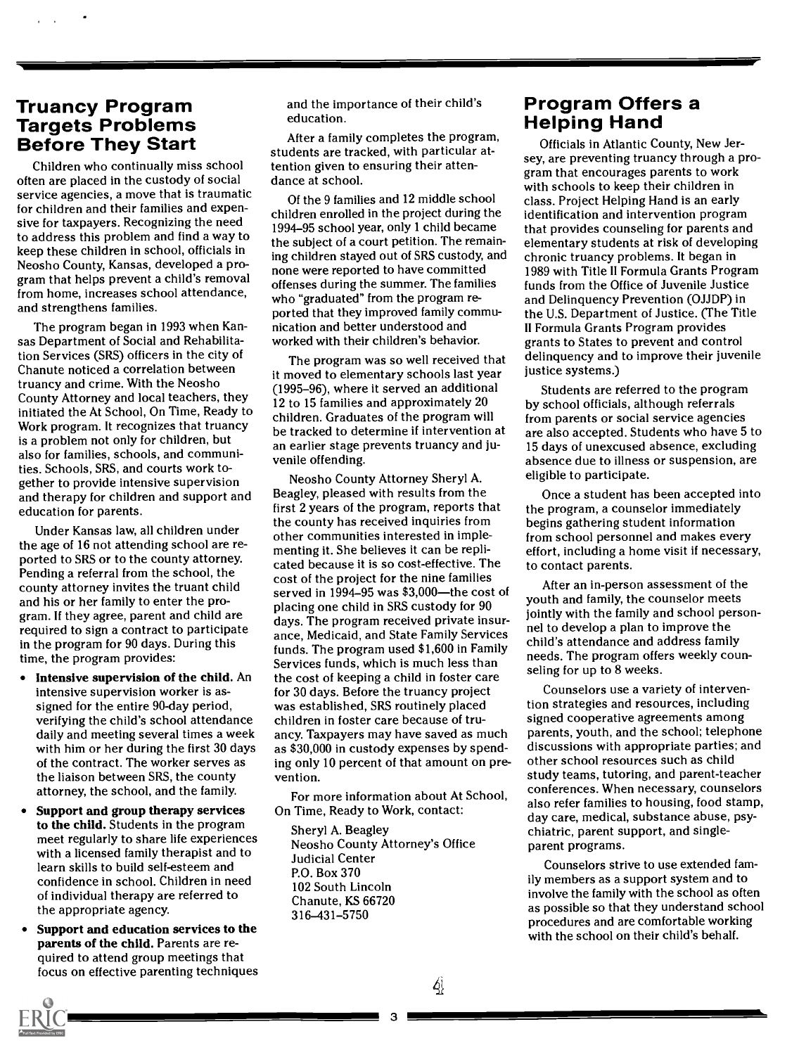## Truancy Program Targets Problems Before They Start

Children who continually miss school often are placed in the custody of social service agencies, a move that is traumatic for children and their families and expensive for taxpayers. Recognizing the need to address this problem and find a way to keep these children in school, officials in Neosho County, Kansas, developed a program that helps prevent a child's removal from home, increases school attendance, and strengthens families.

The program began in 1993 when Kansas Department of Social and Rehabilitation Services (SRS) officers in the city of Chanute noticed a correlation between truancy and crime. With the Neosho County Attorney and local teachers, they initiated the At School, On Time, Ready to Work program. It recognizes that truancy is a problem not only for children, but also for families, schools, and communities. Schools, SRS, and courts work together to provide intensive supervision and therapy for children and support and education for parents.

Under Kansas law, all children under the age of 16 not attending school are reported to SRS or to the county attorney. Pending a referral from the school, the county attorney invites the truant child and his or her family to enter the program. If they agree, parent and child are required to sign a contract to participate in the program for 90 days. During this time, the program provides:

- **Intensive supervision of the child.** An intensive supervision worker is assigned for the entire 90-day period, verifying the child's school attendance daily and meeting several times a week with him or her during the first 30 days of the contract. The worker serves as the liaison between SRS, the county attorney, the school, and the family.
- **Support and group therapy services to the child.** Students in the program meet regularly to share life experiences with a licensed family therapist and to learn skills to build self-esteem and confidence in school. Children in need of individual therapy are referred to the appropriate agency.
- **Support and education services to the parents of the child.** Parents are required to attend group meetings that focus on effective parenting techniques and the importance of their child's education.

After a family completes the program, students are tracked, with particular attention given to ensuring their attendance at school.

Of the 9 families and 12 middle school children enrolled in the project during the 1994–95 school year, only 1 child became the subject of a court petition. The remaining children stayed out of SRS custody, and none were reported to have committed offenses during the summer. The families who "graduated" from the program reported that they improved family communication and better understood and worked with their children's behavior.

The program was so well received that it moved to elementary schools last year (1995–96), where it served an additional 12 to 15 families and approximately 20 children. Graduates of the program will be tracked to determine if intervention at an earlier stage prevents truancy and juvenile offending.

Neosho County Attorney Sheryl A. Beagley, pleased with results from the first 2 years of the program, reports that the county has received inquiries from other communities interested in implementing it. She believes it can be replicated because it is so cost-effective. The cost of the project for the nine families served in 1994–95 was $3,000—the cost of placing one child in SRS custody for 90 days. The program received private insurance, Medicaid, and State Family Services funds. The program used $1,600 in Family Services funds, which is much less than the cost of keeping a child in foster care for 30 days. Before the truancy project was established, SRS routinely placed children in foster care because of truancy. Taxpayers may have saved as much as $30,000 in custody expenses by spending only 10 percent of that amount on prevention.

For more information about At School, On Time, Ready to Work, contact:

Sheryl A. Beagley
Neosho County Attorney's Office
Judicial Center
P.O. Box 370
102 South Lincoln
Chanute, KS 66720
316–431–5750

## Program Offers a Helping Hand

Officials in Atlantic County, New Jersey, are preventing truancy through a program that encourages parents to work with schools to keep their children in class. Project Helping Hand is an early identification and intervention program that provides counseling for parents and elementary students at risk of developing chronic truancy problems. It began in 1989 with Title II Formula Grants Program funds from the Office of Juvenile Justice and Delinquency Prevention (OJJDP) in the U.S. Department of Justice. (The Title II Formula Grants Program provides grants to States to prevent and control delinquency and to improve their juvenile justice systems.)

Students are referred to the program by school officials, although referrals from parents or social service agencies are also accepted. Students who have 5 to 15 days of unexcused absence, excluding absence due to illness or suspension, are eligible to participate.

Once a student has been accepted into the program, a counselor immediately begins gathering student information from school personnel and makes every effort, including a home visit if necessary, to contact parents.

After an in-person assessment of the youth and family, the counselor meets jointly with the family and school personnel to develop a plan to improve the child's attendance and address family needs. The program offers weekly counseling for up to 8 weeks.

Counselors use a variety of intervention strategies and resources, including signed cooperative agreements among parents, youth, and the school; telephone discussions with appropriate parties; and other school resources such as child study teams, tutoring, and parent-teacher conferences. When necessary, counselors also refer families to housing, food stamp, day care, medical, substance abuse, psychiatric, parent support, and single-parent programs.

Counselors strive to use extended family members as a support system and to involve the family with the school as often as possible so that they understand school procedures and are comfortable working with the school on their child's behalf.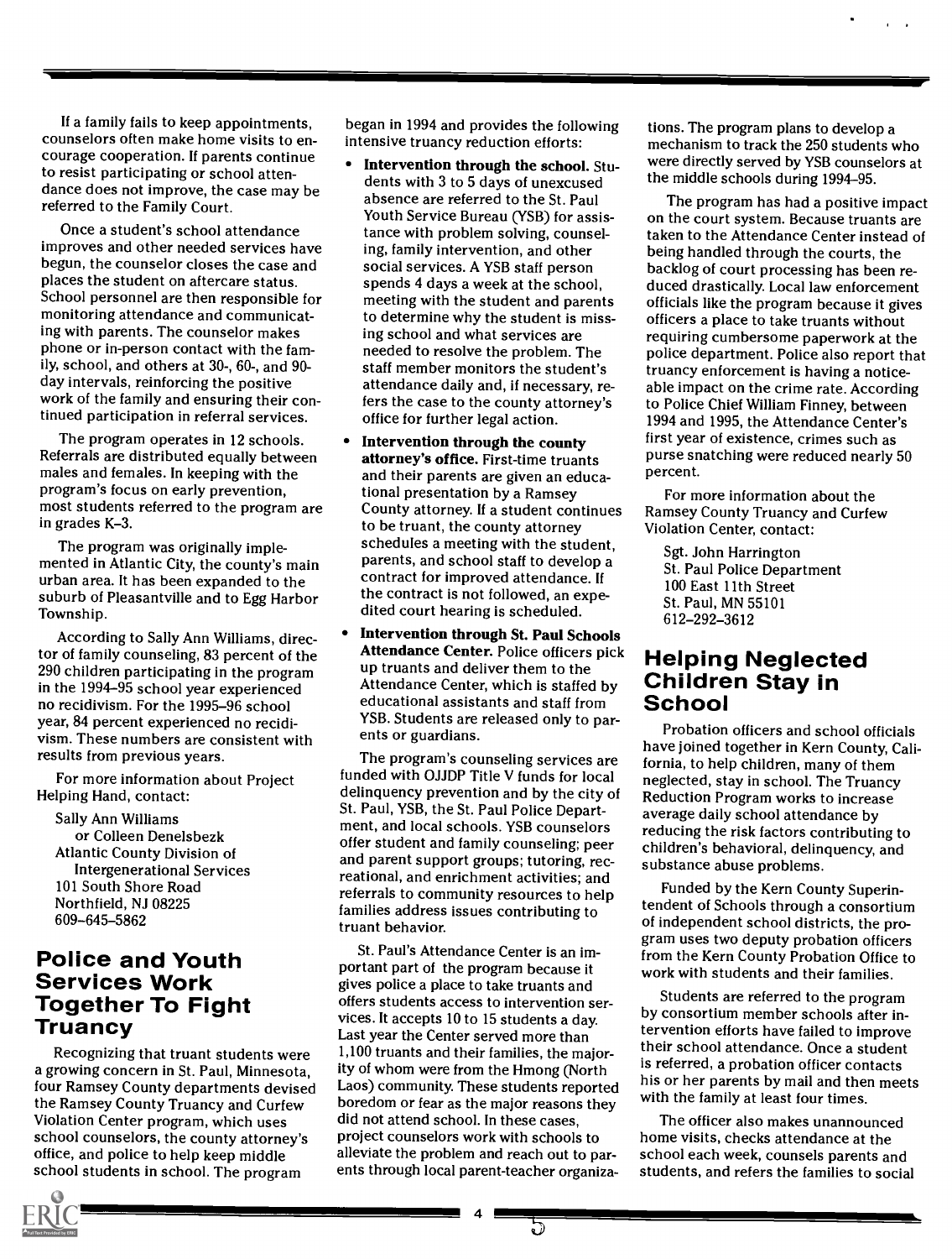If a family fails to keep appointments, counselors often make home visits to encourage cooperation. If parents continue to resist participating or school attendance does not improve, the case may be referred to the Family Court.

Once a student's school attendance improves and other needed services have begun, the counselor closes the case and places the student on aftercare status. School personnel are then responsible for monitoring attendance and communicating with parents. The counselor makes phone or in-person contact with the family, school, and others at 30-, 60-, and 90-day intervals, reinforcing the positive work of the family and ensuring their continued participation in referral services.

The program operates in 12 schools. Referrals are distributed equally between males and females. In keeping with the program's focus on early prevention, most students referred to the program are in grades K–3.

The program was originally implemented in Atlantic City, the county's main urban area. It has been expanded to the suburb of Pleasantville and to Egg Harbor Township.

According to Sally Ann Williams, director of family counseling, 83 percent of the 290 children participating in the program in the 1994–95 school year experienced no recidivism. For the 1995–96 school year, 84 percent experienced no recidivism. These numbers are consistent with results from previous years.

For more information about Project Helping Hand, contact:

Sally Ann Williams
or Colleen Denelsbezk
Atlantic County Division of
Intergenerational Services
101 South Shore Road
Northfield, NJ 08225
609–645–5862

## Police and Youth Services Work Together To Fight Truancy

Recognizing that truant students were a growing concern in St. Paul, Minnesota, four Ramsey County departments devised the Ramsey County Truancy and Curfew Violation Center program, which uses school counselors, the county attorney's office, and police to help keep middle school students in school. The program began in 1994 and provides the following intensive truancy reduction efforts:

- **Intervention through the school.** Students with 3 to 5 days of unexcused absence are referred to the St. Paul Youth Service Bureau (YSB) for assistance with problem solving, counseling, family intervention, and other social services. A YSB staff person spends 4 days a week at the school, meeting with the student and parents to determine why the student is missing school and what services are needed to resolve the problem. The staff member monitors the student's attendance daily and, if necessary, refers the case to the county attorney's office for further legal action.
- **Intervention through the county attorney's office.** First-time truants and their parents are given an educational presentation by a Ramsey County attorney. If a student continues to be truant, the county attorney schedules a meeting with the student, parents, and school staff to develop a contract for improved attendance. If the contract is not followed, an expedited court hearing is scheduled.
- **Intervention through St. Paul Schools Attendance Center.** Police officers pick up truants and deliver them to the Attendance Center, which is staffed by educational assistants and staff from YSB. Students are released only to parents or guardians.

The program's counseling services are funded with OJJDP Title V funds for local delinquency prevention and by the city of St. Paul, YSB, the St. Paul Police Department, and local schools. YSB counselors offer student and family counseling; peer and parent support groups; tutoring, recreational, and enrichment activities; and referrals to community resources to help families address issues contributing to truant behavior.

St. Paul's Attendance Center is an important part of the program because it gives police a place to take truants and offers students access to intervention services. It accepts 10 to 15 students a day. Last year the Center served more than 1,100 truants and their families, the majority of whom were from the Hmong (North Laos) community. These students reported boredom or fear as the major reasons they did not attend school. In these cases, project counselors work with schools to alleviate the problem and reach out to parents through local parent-teacher organizations. The program plans to develop a mechanism to track the 250 students who were directly served by YSB counselors at the middle schools during 1994–95.

The program has had a positive impact on the court system. Because truants are taken to the Attendance Center instead of being handled through the courts, the backlog of court processing has been reduced drastically. Local law enforcement officials like the program because it gives officers a place to take truants without requiring cumbersome paperwork at the police department. Police also report that truancy enforcement is having a noticeable impact on the crime rate. According to Police Chief William Finney, between 1994 and 1995, the Attendance Center's first year of existence, crimes such as purse snatching were reduced nearly 50 percent.

For more information about the Ramsey County Truancy and Curfew Violation Center, contact:

Sgt. John Harrington
St. Paul Police Department
100 East 11th Street
St. Paul, MN 55101
612–292–3612

## Helping Neglected Children Stay in School

Probation officers and school officials have joined together in Kern County, California, to help children, many of them neglected, stay in school. The Truancy Reduction Program works to increase average daily school attendance by reducing the risk factors contributing to children's behavioral, delinquency, and substance abuse problems.

Funded by the Kern County Superintendent of Schools through a consortium of independent school districts, the program uses two deputy probation officers from the Kern County Probation Office to work with students and their families.

Students are referred to the program by consortium member schools after intervention efforts have failed to improve their school attendance. Once a student is referred, a probation officer contacts his or her parents by mail and then meets with the family at least four times.

The officer also makes unannounced home visits, checks attendance at the school each week, counsels parents and students, and refers the families to social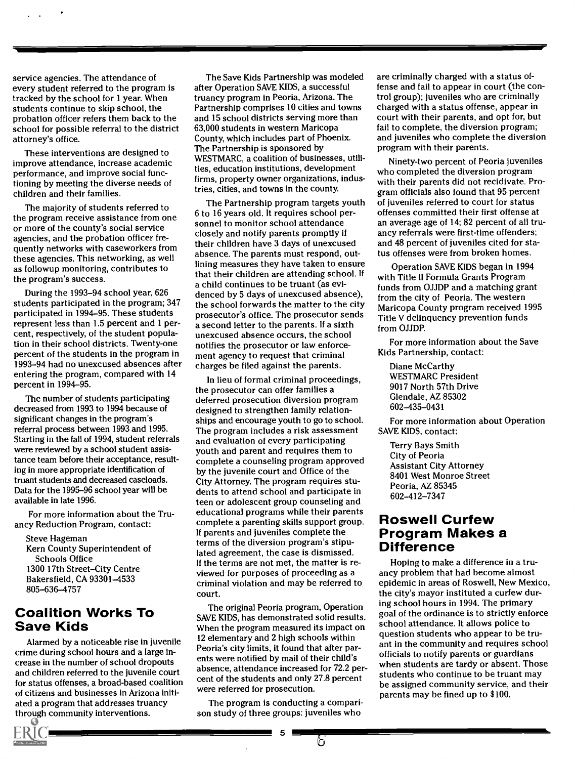service agencies. The attendance of every student referred to the program is tracked by the school for 1 year. When students continue to skip school, the probation officer refers them back to the school for possible referral to the district attorney's office.

These interventions are designed to improve attendance, increase academic performance, and improve social functioning by meeting the diverse needs of children and their families.

The majority of students referred to the program receive assistance from one or more of the county's social service agencies, and the probation officer frequently networks with caseworkers from these agencies. This networking, as well as followup monitoring, contributes to the program's success.

During the 1993–94 school year, 626 students participated in the program; 347 participated in 1994–95. These students represent less than 1.5 percent and 1 percent, respectively, of the student population in their school districts. Twenty-one percent of the students in the program in 1993–94 had no unexcused absences after entering the program, compared with 14 percent in 1994–95.

The number of students participating decreased from 1993 to 1994 because of significant changes in the program's referral process between 1993 and 1995. Starting in the fall of 1994, student referrals were reviewed by a school student assistance team before their acceptance, resulting in more appropriate identification of truant students and decreased caseloads. Data for the 1995–96 school year will be available in late 1996.

For more information about the Truancy Reduction Program, contact:

Steve Hageman
Kern County Superintendent of Schools Office
1300 17th Street–City Centre
Bakersfield, CA 93301–4533
805–636–4757

## Coalition Works To Save Kids

Alarmed by a noticeable rise in juvenile crime during school hours and a large increase in the number of school dropouts and children referred to the juvenile court for status offenses, a broad-based coalition of citizens and businesses in Arizona initiated a program that addresses truancy through community interventions.

The Save Kids Partnership was modeled after Operation SAVE KIDS, a successful truancy program in Peoria, Arizona. The Partnership comprises 10 cities and towns and 15 school districts serving more than 63,000 students in western Maricopa County, which includes part of Phoenix. The Partnership is sponsored by WESTMARC, a coalition of businesses, utilities, education institutions, development firms, property owner organizations, industries, cities, and towns in the county.

The Partnership program targets youth 6 to 16 years old. It requires school personnel to monitor school attendance closely and notify parents promptly if their children have 3 days of unexcused absence. The parents must respond, outlining measures they have taken to ensure that their children are attending school. If a child continues to be truant (as evidenced by 5 days of unexcused absence), the school forwards the matter to the city prosecutor's office. The prosecutor sends a second letter to the parents. If a sixth unexcused absence occurs, the school notifies the prosecutor or law enforcement agency to request that criminal charges be filed against the parents.

In lieu of formal criminal proceedings, the prosecutor can offer families a deferred prosecution diversion program designed to strengthen family relationships and encourage youth to go to school. The program includes a risk assessment and evaluation of every participating youth and parent and requires them to complete a counseling program approved by the juvenile court and Office of the City Attorney. The program requires students to attend school and participate in teen or adolescent group counseling and educational programs while their parents complete a parenting skills support group. If parents and juveniles complete the terms of the diversion program's stipulated agreement, the case is dismissed. If the terms are not met, the matter is reviewed for purposes of proceeding as a criminal violation and may be referred to court.

The original Peoria program, Operation SAVE KIDS, has demonstrated solid results. When the program measured its impact on 12 elementary and 2 high schools within Peoria's city limits, it found that after parents were notified by mail of their child's absence, attendance increased for 72.2 percent of the students and only 27.8 percent were referred for prosecution.

The program is conducting a comparison study of three groups: juveniles who are criminally charged with a status offense and fail to appear in court (the control group); juveniles who are criminally charged with a status offense, appear in court with their parents, and opt for, but fail to complete, the diversion program; and juveniles who complete the diversion program with their parents.

Ninety-two percent of Peoria juveniles who completed the diversion program with their parents did not recidivate. Program officials also found that 95 percent of juveniles referred to court for status offenses committed their first offense at an average age of 14; 82 percent of all truancy referrals were first-time offenders; and 48 percent of juveniles cited for status offenses were from broken homes.

Operation SAVE KIDS began in 1994 with Title II Formula Grants Program funds from OJJDP and a matching grant from the city of Peoria. The western Maricopa County program received 1995 Title V delinquency prevention funds from OJJDP.

For more information about the Save Kids Partnership, contact:

Diane McCarthy
WESTMARC President
9017 North 57th Drive
Glendale, AZ 85302
602–435–0431

For more information about Operation SAVE KIDS, contact:

Terry Bays Smith
City of Peoria
Assistant City Attorney
8401 West Monroe Street
Peoria, AZ 85345
602–412–7347

## Roswell Curfew Program Makes a Difference

Hoping to make a difference in a truancy problem that had become almost epidemic in areas of Roswell, New Mexico, the city's mayor instituted a curfew during school hours in 1994. The primary goal of the ordinance is to strictly enforce school attendance. It allows police to question students who appear to be truant in the community and requires school officials to notify parents or guardians when students are tardy or absent. Those students who continue to be truant may be assigned community service, and their parents may be fined up to $100.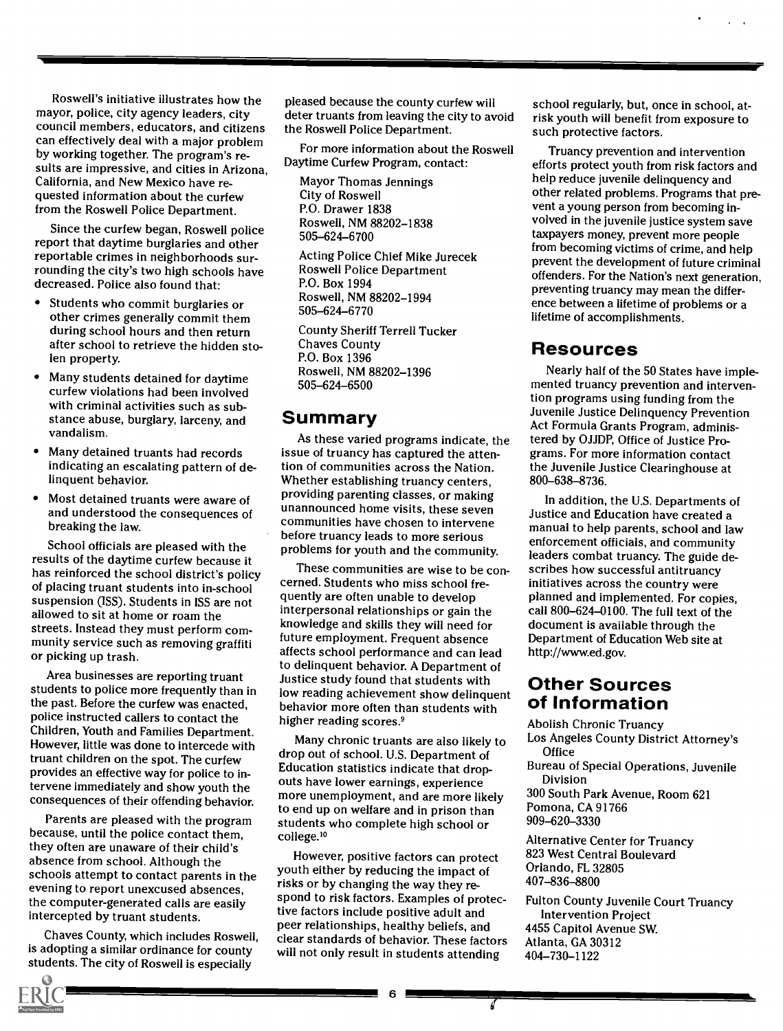Roswell's initiative illustrates how the mayor, police, city agency leaders, city council members, educators, and citizens can effectively deal with a major problem by working together. The program's results are impressive, and cities in Arizona, California, and New Mexico have requested information about the curfew from the Roswell Police Department.

Since the curfew began, Roswell police report that daytime burglaries and other reportable crimes in neighborhoods surrounding the city's two high schools have decreased. Police also found that:

- Students who commit burglaries or other crimes generally commit them during school hours and then return after school to retrieve the hidden stolen property.
- Many students detained for daytime curfew violations had been involved with criminal activities such as substance abuse, burglary, larceny, and vandalism.
- Many detained truants had records indicating an escalating pattern of delinquent behavior.
- Most detained truants were aware of and understood the consequences of breaking the law.

School officials are pleased with the results of the daytime curfew because it has reinforced the school district's policy of placing truant students into in-school suspension (ISS). Students in ISS are not allowed to sit at home or roam the streets. Instead they must perform community service such as removing graffiti or picking up trash.

Area businesses are reporting truant students to police more frequently than in the past. Before the curfew was enacted, police instructed callers to contact the Children, Youth and Families Department. However, little was done to intercede with truant children on the spot. The curfew provides an effective way for police to intervene immediately and show youth the consequences of their offending behavior.

Parents are pleased with the program because, until the police contact them, they often are unaware of their child's absence from school. Although the schools attempt to contact parents in the evening to report unexcused absences, the computer-generated calls are easily intercepted by truant students.

Chaves County, which includes Roswell, is adopting a similar ordinance for county students. The city of Roswell is especially pleased because the county curfew will deter truants from leaving the city to avoid the Roswell Police Department.

For more information about the Roswell Daytime Curfew Program, contact:

Mayor Thomas Jennings
City of Roswell
P.O. Drawer 1838
Roswell, NM 88202–1838
505–624–6700

Acting Police Chief Mike Jurecek
Roswell Police Department
P.O. Box 1994
Roswell, NM 88202–1994
505–624–6770

County Sheriff Terrell Tucker
Chaves County
P.O. Box 1396
Roswell, NM 88202–1396
505–624–6500

## Summary

As these varied programs indicate, the issue of truancy has captured the attention of communities across the Nation. Whether establishing truancy centers, providing parenting classes, or making unannounced home visits, these seven communities have chosen to intervene before truancy leads to more serious problems for youth and the community.

These communities are wise to be concerned. Students who miss school frequently are often unable to develop interpersonal relationships or gain the knowledge and skills they will need for future employment. Frequent absence affects school performance and can lead to delinquent behavior. A Department of Justice study found that students with low reading achievement show delinquent behavior more often than students with higher reading scores.[9]

Many chronic truants are also likely to drop out of school. U.S. Department of Education statistics indicate that dropouts have lower earnings, experience more unemployment, and are more likely to end up on welfare and in prison than students who complete high school or college.[10]

However, positive factors can protect youth either by reducing the impact of risks or by changing the way they respond to risk factors. Examples of protective factors include positive adult and peer relationships, healthy beliefs, and clear standards of behavior. These factors will not only result in students attending school regularly, but, once in school, at-risk youth will benefit from exposure to such protective factors.

Truancy prevention and intervention efforts protect youth from risk factors and help reduce juvenile delinquency and other related problems. Programs that prevent a young person from becoming involved in the juvenile justice system save taxpayers money, prevent more people from becoming victims of crime, and help prevent the development of future criminal offenders. For the Nation's next generation, preventing truancy may mean the difference between a lifetime of problems or a lifetime of accomplishments.

## Resources

Nearly half of the 50 States have implemented truancy prevention and intervention programs using funding from the Juvenile Justice Delinquency Prevention Act Formula Grants Program, administered by OJJDP, Office of Justice Programs. For more information contact the Juvenile Justice Clearinghouse at 800–638–8736.

In addition, the U.S. Departments of Justice and Education have created a manual to help parents, school and law enforcement officials, and community leaders combat truancy. The guide describes how successful antitruancy initiatives across the country were planned and implemented. For copies, call 800–624–0100. The full text of the document is available through the Department of Education Web site at http://www.ed.gov.

## Other Sources of Information

Abolish Chronic Truancy
Los Angeles County District Attorney's Office
Bureau of Special Operations, Juvenile Division
300 South Park Avenue, Room 621
Pomona, CA 91766
909–620–3330

Alternative Center for Truancy
823 West Central Boulevard
Orlando, FL 32805
407–836–8800

Fulton County Juvenile Court Truancy Intervention Project
4455 Capitol Avenue SW.
Atlanta, GA 30312
404–730–1122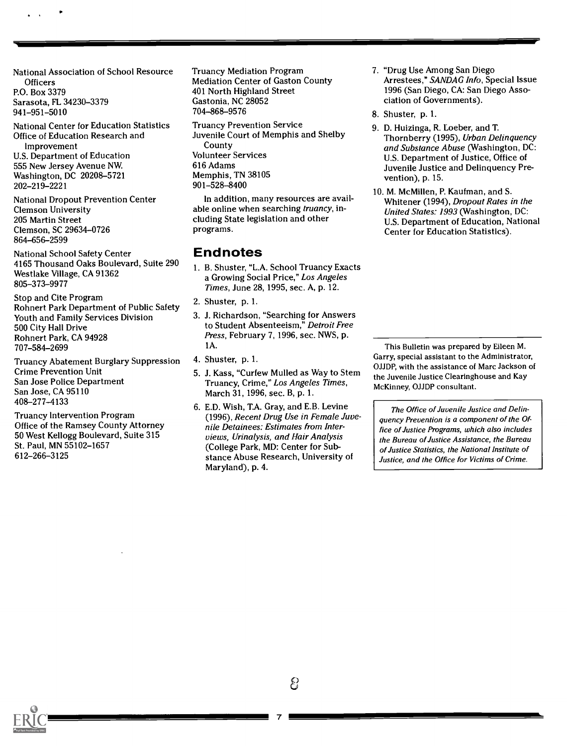National Association of School Resource Officers
P.O. Box 3379
Sarasota, FL 34230–3379
941–951–5010

National Center for Education Statistics
Office of Education Research and Improvement
U.S. Department of Education
555 New Jersey Avenue NW.
Washington, DC 20208–5721
202–219–2221

National Dropout Prevention Center
Clemson University
205 Martin Street
Clemson, SC 29634–0726
864–656–2599

National School Safety Center
4165 Thousand Oaks Boulevard, Suite 290
Westlake Village, CA 91362
805–373–9977

Stop and Cite Program
Rohnert Park Department of Public Safety
Youth and Family Services Division
500 City Hall Drive
Rohnert Park, CA 94928
707–584–2699

Truancy Abatement Burglary Suppression
Crime Prevention Unit
San Jose Police Department
San Jose, CA 95110
408–277–4133

Truancy Intervention Program
Office of the Ramsey County Attorney
50 West Kellogg Boulevard, Suite 315
St. Paul, MN 55102–1657
612–266–3125

Truancy Mediation Program
Mediation Center of Gaston County
401 North Highland Street
Gastonia, NC 28052
704–868–9576

Truancy Prevention Service
Juvenile Court of Memphis and Shelby County
Volunteer Services
616 Adams
Memphis, TN 38105
901–528–8400

In addition, many resources are available online when searching *truancy*, including State legislation and other programs.

## Endnotes

1. B. Shuster, "L.A. School Truancy Exacts a Growing Social Price," *Los Angeles Times*, June 28, 1995, sec. A, p. 12.
2. Shuster, p. 1.
3. J. Richardson, "Searching for Answers to Student Absenteeism," *Detroit Free Press*, February 7, 1996, sec. NWS, p. 1A.
4. Shuster, p. 1.
5. J. Kass, "Curfew Mulled as Way to Stem Truancy, Crime," *Los Angeles Times*, March 31, 1996, sec. B, p. 1.
6. E.D. Wish, T.A. Gray, and E.B. Levine (1996), *Recent Drug Use in Female Juvenile Detainees: Estimates from Interviews, Urinalysis, and Hair Analysis* (College Park, MD: Center for Substance Abuse Research, University of Maryland), p. 4.
7. "Drug Use Among San Diego Arrestees," *SANDAG Info*, Special Issue 1996 (San Diego, CA: San Diego Association of Governments).
8. Shuster, p. 1.
9. D. Huizinga, R. Loeber, and T. Thornberry (1995), *Urban Delinquency and Substance Abuse* (Washington, DC: U.S. Department of Justice, Office of Juvenile Justice and Delinquency Prevention), p. 15.
10. M. McMillen, P. Kaufman, and S. Whitener (1994), *Dropout Rates in the United States: 1993* (Washington, DC: U.S. Department of Education, National Center for Education Statistics).

---

This Bulletin was prepared by Eileen M. Garry, special assistant to the Administrator, OJJDP, with the assistance of Marc Jackson of the Juvenile Justice Clearinghouse and Kay McKinney, OJJDP consultant.

*The Office of Juvenile Justice and Delinquency Prevention is a component of the Office of Justice Programs, which also includes the Bureau of Justice Assistance, the Bureau of Justice Statistics, the National Institute of Justice, and the Office for Victims of Crime.*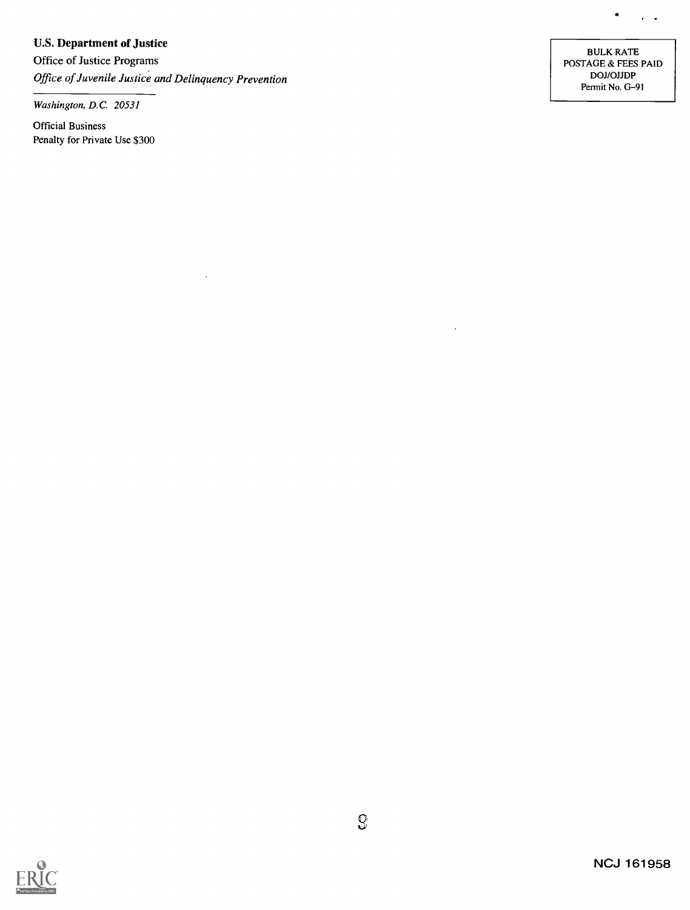**U.S. Department of Justice**

Office of Justice Programs

*Office of Juvenile Justice and Delinquency Prevention*

*Washington, D.C. 20531*

Official Business

Penalty for Private Use $300

BULK RATE
POSTAGE & FEES PAID
DOJ/OJJDP
Permit No. G–91

NCJ 161958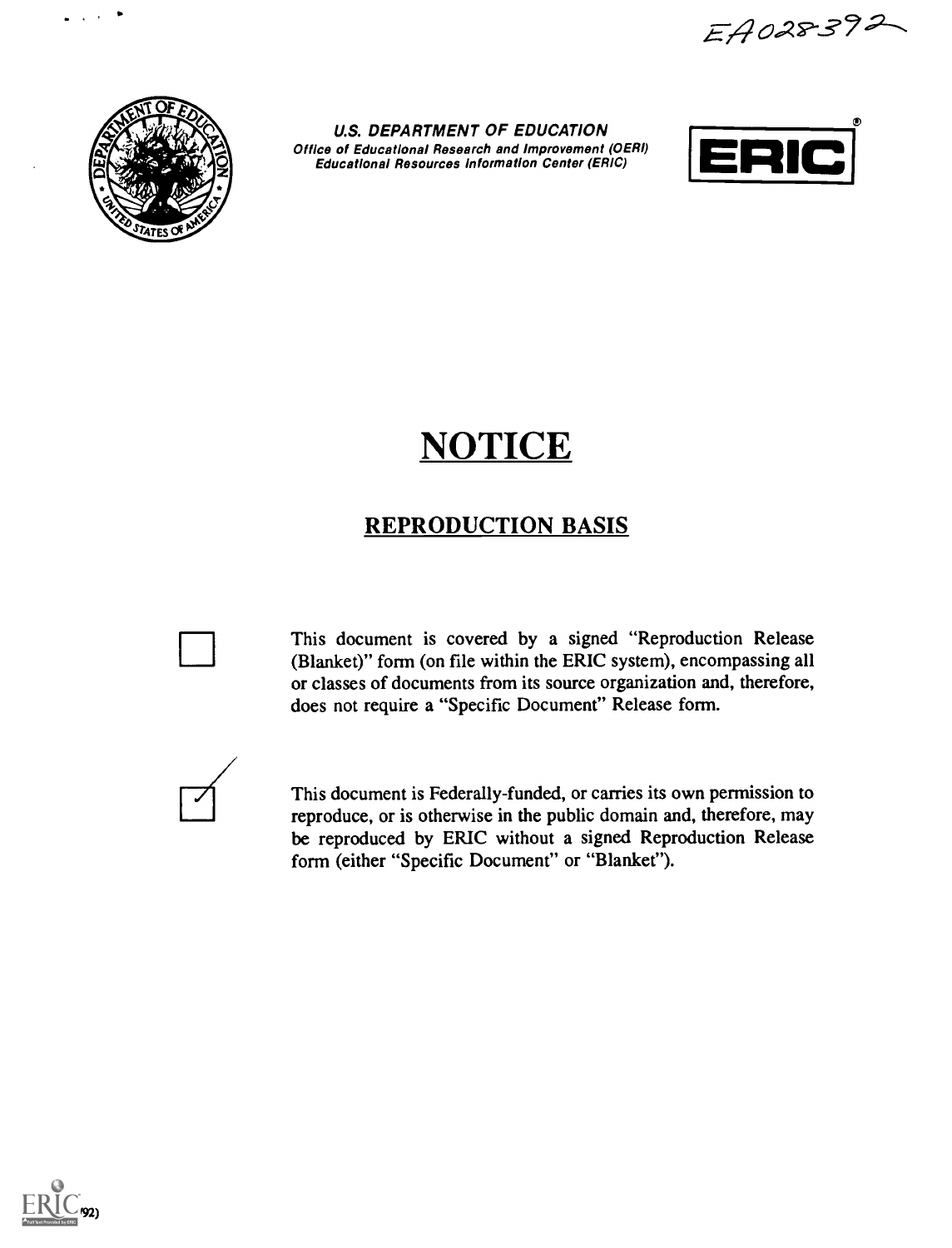EA028392

U.S. DEPARTMENT OF EDUCATION

*Office of Educational Research and Improvement (OERI)*

*Educational Resources Information Center (ERIC)*

ERIC

# NOTICE

## REPRODUCTION BASIS

- [ ] This document is covered by a signed "Reproduction Release (Blanket)" form (on file within the ERIC system), encompassing all or classes of documents from its source organization and, therefore, does not require a "Specific Document" Release form.

- [x] This document is Federally-funded, or carries its own permission to reproduce, or is otherwise in the public domain and, therefore, may be reproduced by ERIC without a signed Reproduction Release form (either "Specific Document" or "Blanket").